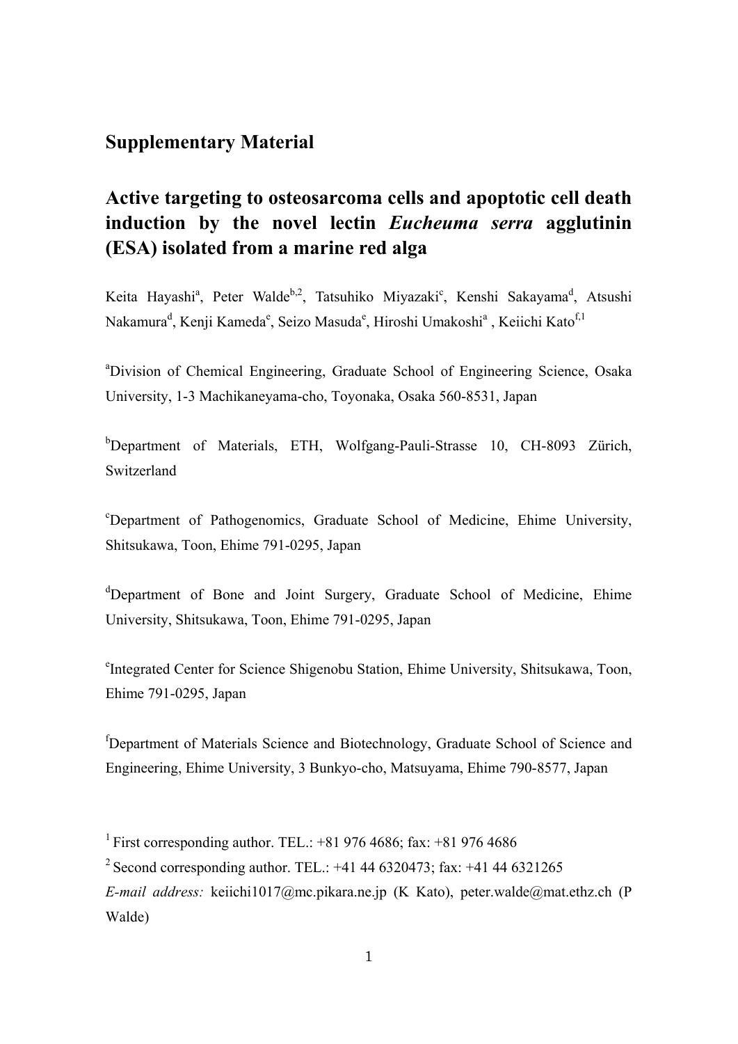# Supplementary Material

## Active targeting to osteosarcoma cells and apoptotic cell death induction by the novel lectin *Eucheuma serra* agglutinin (ESA) isolated from a marine red alga

Keita Hayashi[a], Peter Walde[b,2], Tatsuhiko Miyazaki[c], Kenshi Sakayama[d], Atsushi Nakamura[d], Kenji Kameda[e], Seizo Masuda[e], Hiroshi Umakoshi[a], Keiichi Kato[f,1]

[a]Division of Chemical Engineering, Graduate School of Engineering Science, Osaka University, 1-3 Machikaneyama-cho, Toyonaka, Osaka 560-8531, Japan

[b]Department of Materials, ETH, Wolfgang-Pauli-Strasse 10, CH-8093 Zürich, Switzerland

[c]Department of Pathogenomics, Graduate School of Medicine, Ehime University, Shitsukawa, Toon, Ehime 791-0295, Japan

[d]Department of Bone and Joint Surgery, Graduate School of Medicine, Ehime University, Shitsukawa, Toon, Ehime 791-0295, Japan

[e]Integrated Center for Science Shigenobu Station, Ehime University, Shitsukawa, Toon, Ehime 791-0295, Japan

[f]Department of Materials Science and Biotechnology, Graduate School of Science and Engineering, Ehime University, 3 Bunkyo-cho, Matsuyama, Ehime 790-8577, Japan

[1] First corresponding author. TEL.: +81 976 4686; fax: +81 976 4686

[2] Second corresponding author. TEL.: +41 44 6320473; fax: +41 44 6321265

*E-mail address:* keiichi1017@mc.pikara.ne.jp (K Kato), peter.walde@mat.ethz.ch (P Walde)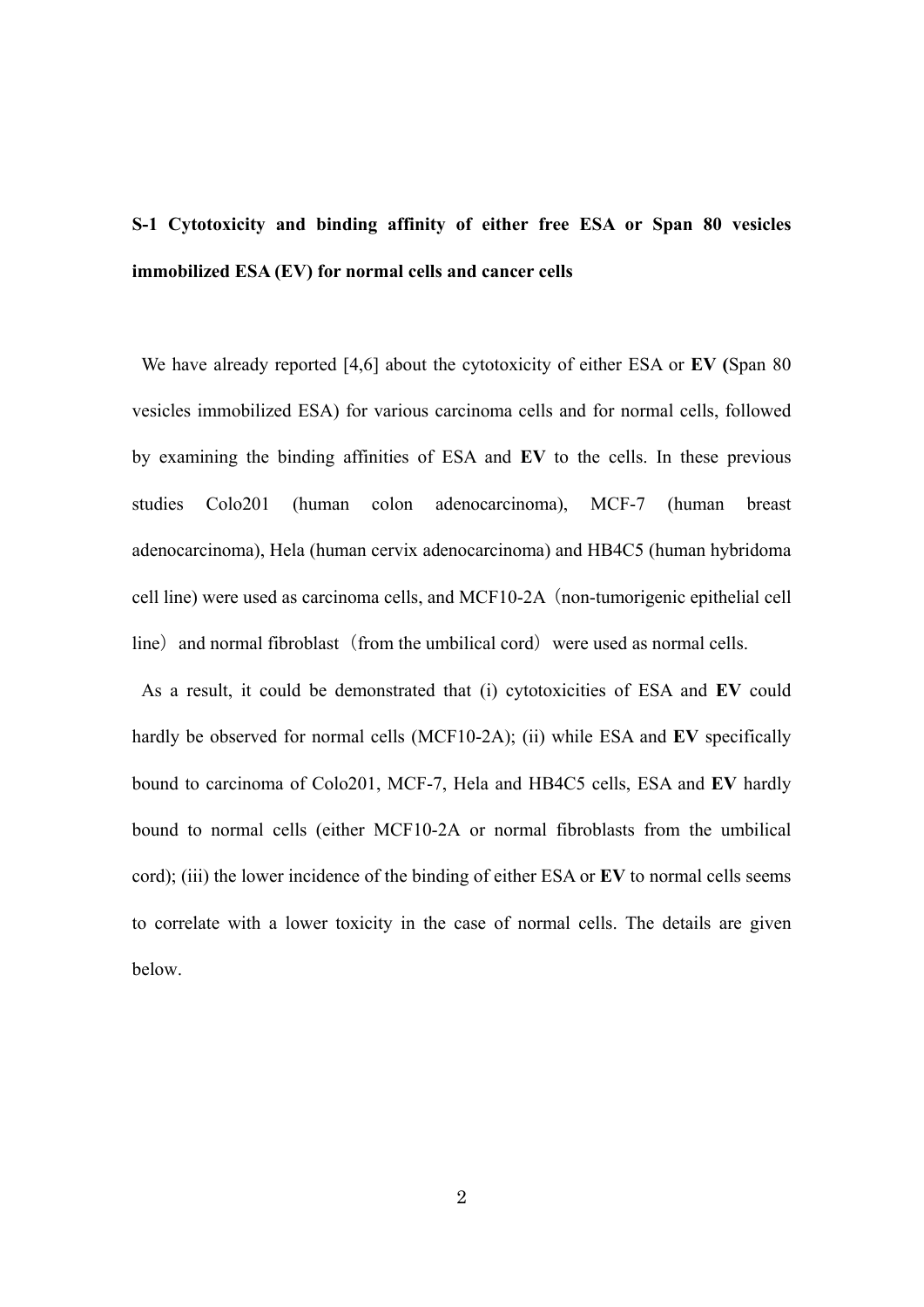## S-1 Cytotoxicity and binding affinity of either free ESA or Span 80 vesicles immobilized ESA (EV) for normal cells and cancer cells

We have already reported [4,6] about the cytotoxicity of either ESA or **EV (**Span 80 vesicles immobilized ESA) for various carcinoma cells and for normal cells, followed by examining the binding affinities of ESA and **EV** to the cells. In these previous studies Colo201 (human colon adenocarcinoma), MCF-7 (human breast adenocarcinoma), Hela (human cervix adenocarcinoma) and HB4C5 (human hybridoma cell line) were used as carcinoma cells, and MCF10-2A（non-tumorigenic epithelial cell line）and normal fibroblast（from the umbilical cord）were used as normal cells.

As a result, it could be demonstrated that (i) cytotoxicities of ESA and **EV** could hardly be observed for normal cells (MCF10-2A); (ii) while ESA and **EV** specifically bound to carcinoma of Colo201, MCF-7, Hela and HB4C5 cells, ESA and **EV** hardly bound to normal cells (either MCF10-2A or normal fibroblasts from the umbilical cord); (iii) the lower incidence of the binding of either ESA or **EV** to normal cells seems to correlate with a lower toxicity in the case of normal cells. The details are given below.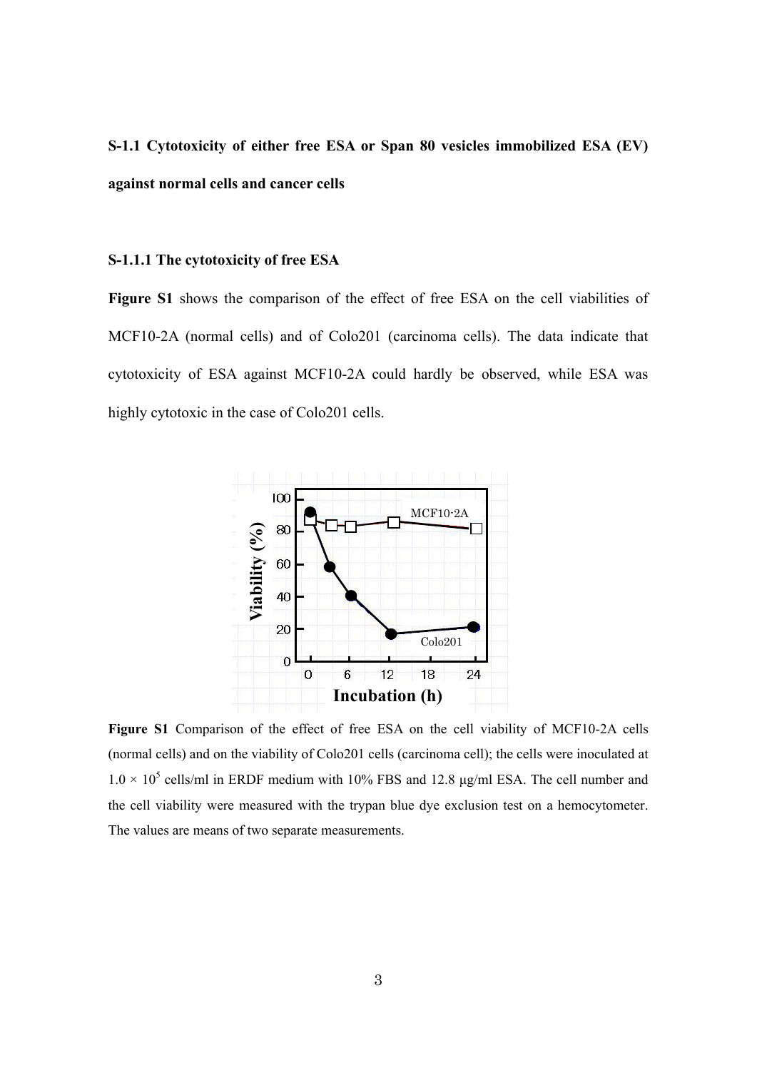**S-1.1 Cytotoxicity of either free ESA or Span 80 vesicles immobilized ESA (EV) against normal cells and cancer cells**

**S-1.1.1 The cytotoxicity of free ESA**

**Figure S1** shows the comparison of the effect of free ESA on the cell viabilities of MCF10-2A (normal cells) and of Colo201 (carcinoma cells). The data indicate that cytotoxicity of ESA against MCF10-2A could hardly be observed, while ESA was highly cytotoxic in the case of Colo201 cells.

**Figure S1** Comparison of the effect of free ESA on the cell viability of MCF10-2A cells (normal cells) and on the viability of Colo201 cells (carcinoma cell); the cells were inoculated at $1.0 \times 10^5$ cells/ml in ERDF medium with 10% FBS and 12.8 μg/ml ESA. The cell number and the cell viability were measured with the trypan blue dye exclusion test on a hemocytometer. The values are means of two separate measurements.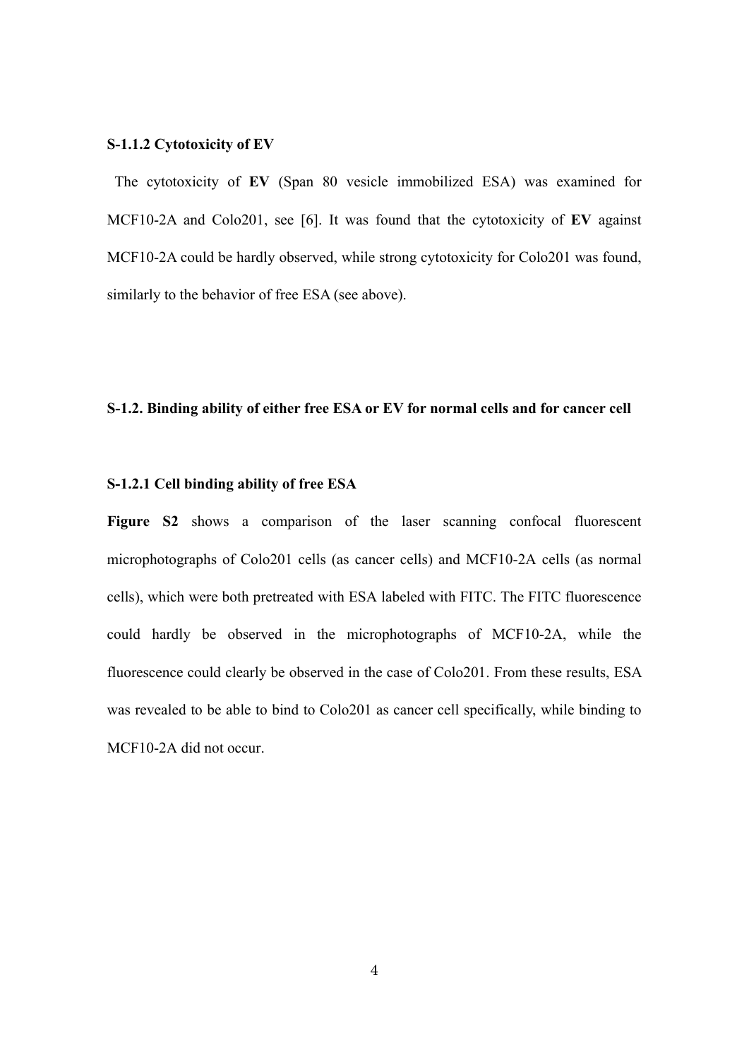#### S-1.1.2 Cytotoxicity of EV

The cytotoxicity of **EV** (Span 80 vesicle immobilized ESA) was examined for MCF10-2A and Colo201, see [6]. It was found that the cytotoxicity of **EV** against MCF10-2A could be hardly observed, while strong cytotoxicity for Colo201 was found, similarly to the behavior of free ESA (see above).

### S-1.2. Binding ability of either free ESA or EV for normal cells and for cancer cell

#### S-1.2.1 Cell binding ability of free ESA

**Figure S2** shows a comparison of the laser scanning confocal fluorescent microphotographs of Colo201 cells (as cancer cells) and MCF10-2A cells (as normal cells), which were both pretreated with ESA labeled with FITC. The FITC fluorescence could hardly be observed in the microphotographs of MCF10-2A, while the fluorescence could clearly be observed in the case of Colo201. From these results, ESA was revealed to be able to bind to Colo201 as cancer cell specifically, while binding to MCF10-2A did not occur.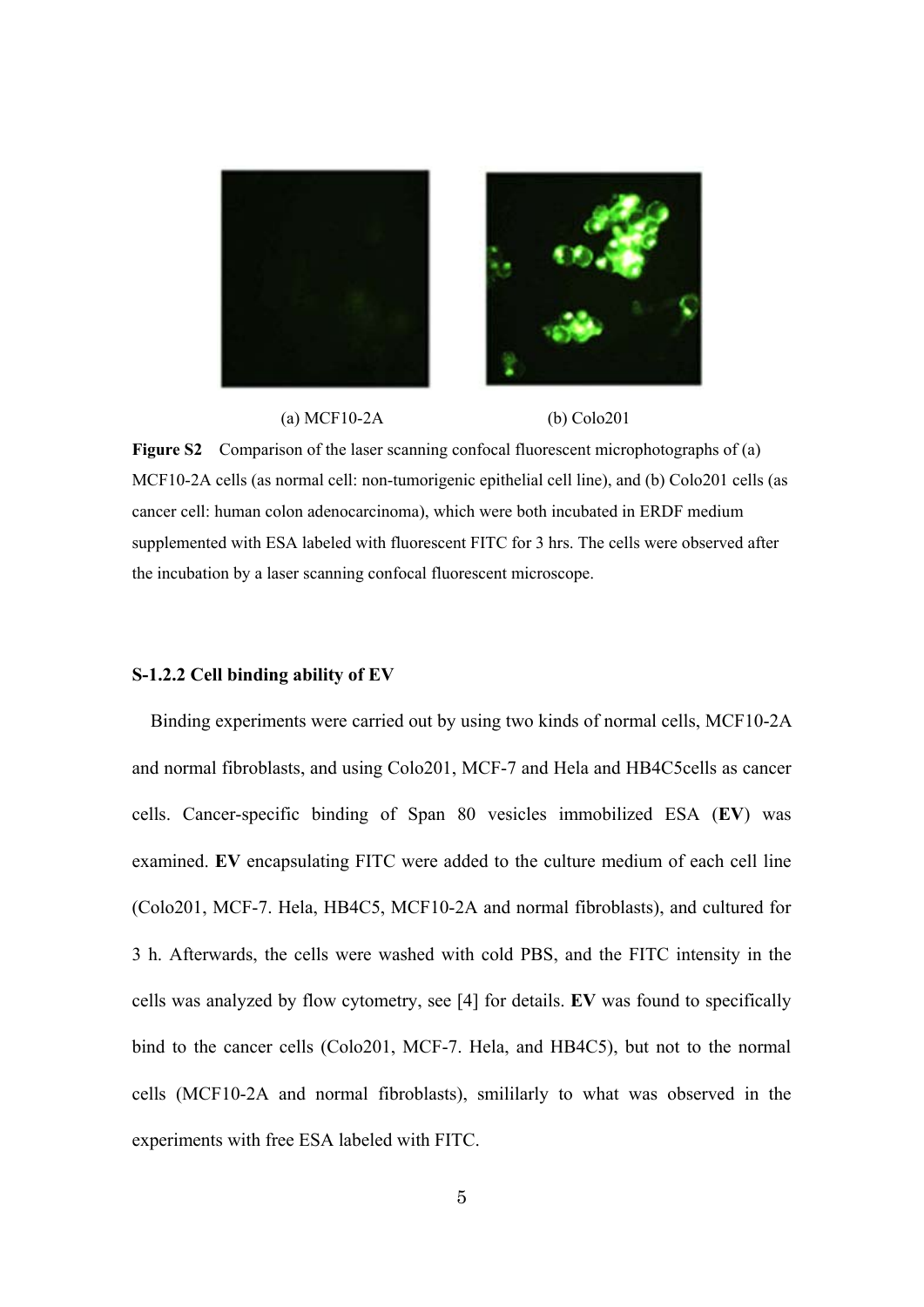(a) MCF10-2A (b) Colo201

**Figure S2** Comparison of the laser scanning confocal fluorescent microphotographs of (a) MCF10-2A cells (as normal cell: non-tumorigenic epithelial cell line), and (b) Colo201 cells (as cancer cell: human colon adenocarcinoma), which were both incubated in ERDF medium supplemented with ESA labeled with fluorescent FITC for 3 hrs. The cells were observed after the incubation by a laser scanning confocal fluorescent microscope.

### S-1.2.2 Cell binding ability of EV

Binding experiments were carried out by using two kinds of normal cells, MCF10-2A and normal fibroblasts, and using Colo201, MCF-7 and Hela and HB4C5cells as cancer cells. Cancer-specific binding of Span 80 vesicles immobilized ESA (**EV**) was examined. **EV** encapsulating FITC were added to the culture medium of each cell line (Colo201, MCF-7. Hela, HB4C5, MCF10-2A and normal fibroblasts), and cultured for 3 h. Afterwards, the cells were washed with cold PBS, and the FITC intensity in the cells was analyzed by flow cytometry, see [4] for details. **EV** was found to specifically bind to the cancer cells (Colo201, MCF-7. Hela, and HB4C5), but not to the normal cells (MCF10-2A and normal fibroblasts), smililarly to what was observed in the experiments with free ESA labeled with FITC.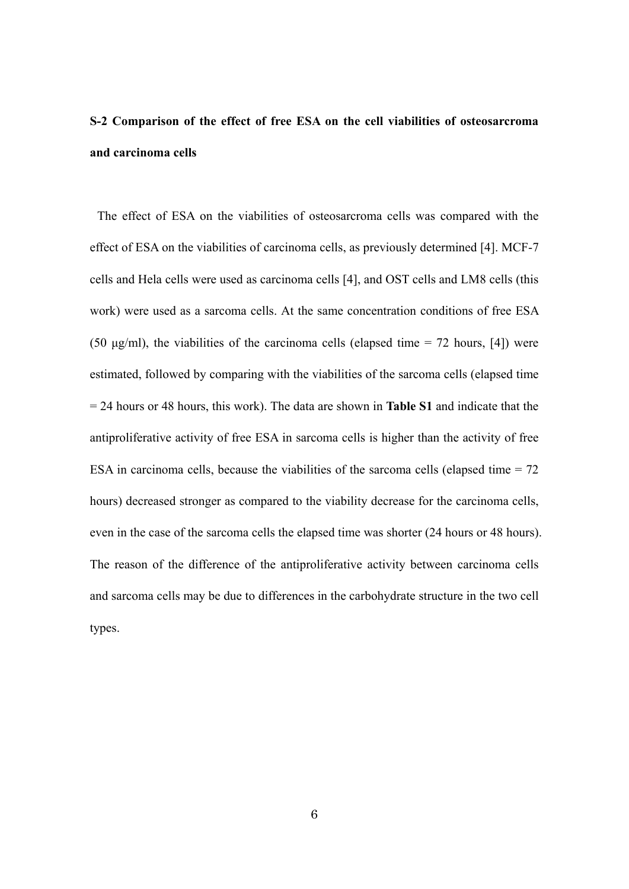**S-2 Comparison of the effect of free ESA on the cell viabilities of osteosarcroma and carcinoma cells**

The effect of ESA on the viabilities of osteosarcroma cells was compared with the effect of ESA on the viabilities of carcinoma cells, as previously determined [4]. MCF-7 cells and Hela cells were used as carcinoma cells [4], and OST cells and LM8 cells (this work) were used as a sarcoma cells. At the same concentration conditions of free ESA (50 μg/ml), the viabilities of the carcinoma cells (elapsed time = 72 hours, [4]) were estimated, followed by comparing with the viabilities of the sarcoma cells (elapsed time = 24 hours or 48 hours, this work). The data are shown in **Table S1** and indicate that the antiproliferative activity of free ESA in sarcoma cells is higher than the activity of free ESA in carcinoma cells, because the viabilities of the sarcoma cells (elapsed time = 72 hours) decreased stronger as compared to the viability decrease for the carcinoma cells, even in the case of the sarcoma cells the elapsed time was shorter (24 hours or 48 hours). The reason of the difference of the antiproliferative activity between carcinoma cells and sarcoma cells may be due to differences in the carbohydrate structure in the two cell types.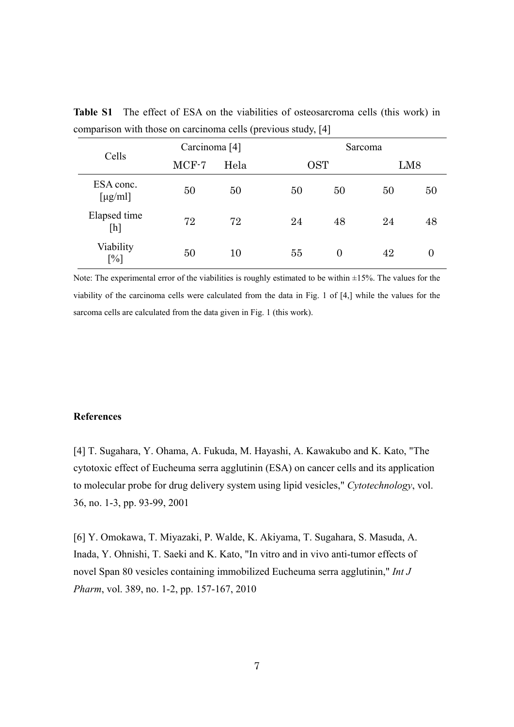**Table S1** The effect of ESA on the viabilities of osteosarcroma cells (this work) in comparison with those on carcinoma cells (previous study, [4]

| Cells | Carcinoma [4] | | Sarcoma | | | |
|---|---|---|---|---|---|---|
| | MCF-7 | Hela | OST | | LM8 | |
| ESA conc. [μg/ml] | 50 | 50 | 50 | 50 | 50 | 50 |
| Elapsed time [h] | 72 | 72 | 24 | 48 | 24 | 48 |
| Viability [%] | 50 | 10 | 55 | 0 | 42 | 0 |

Note: The experimental error of the viabilities is roughly estimated to be within ±15%. The values for the viability of the carcinoma cells were calculated from the data in Fig. 1 of [4,] while the values for the sarcoma cells are calculated from the data given in Fig. 1 (this work).

**References**

[4] T. Sugahara, Y. Ohama, A. Fukuda, M. Hayashi, A. Kawakubo and K. Kato, "The cytotoxic effect of Eucheuma serra agglutinin (ESA) on cancer cells and its application to molecular probe for drug delivery system using lipid vesicles," *Cytotechnology*, vol. 36, no. 1-3, pp. 93-99, 2001

[6] Y. Omokawa, T. Miyazaki, P. Walde, K. Akiyama, T. Sugahara, S. Masuda, A. Inada, Y. Ohnishi, T. Saeki and K. Kato, "In vitro and in vivo anti-tumor effects of novel Span 80 vesicles containing immobilized Eucheuma serra agglutinin," *Int J Pharm*, vol. 389, no. 1-2, pp. 157-167, 2010